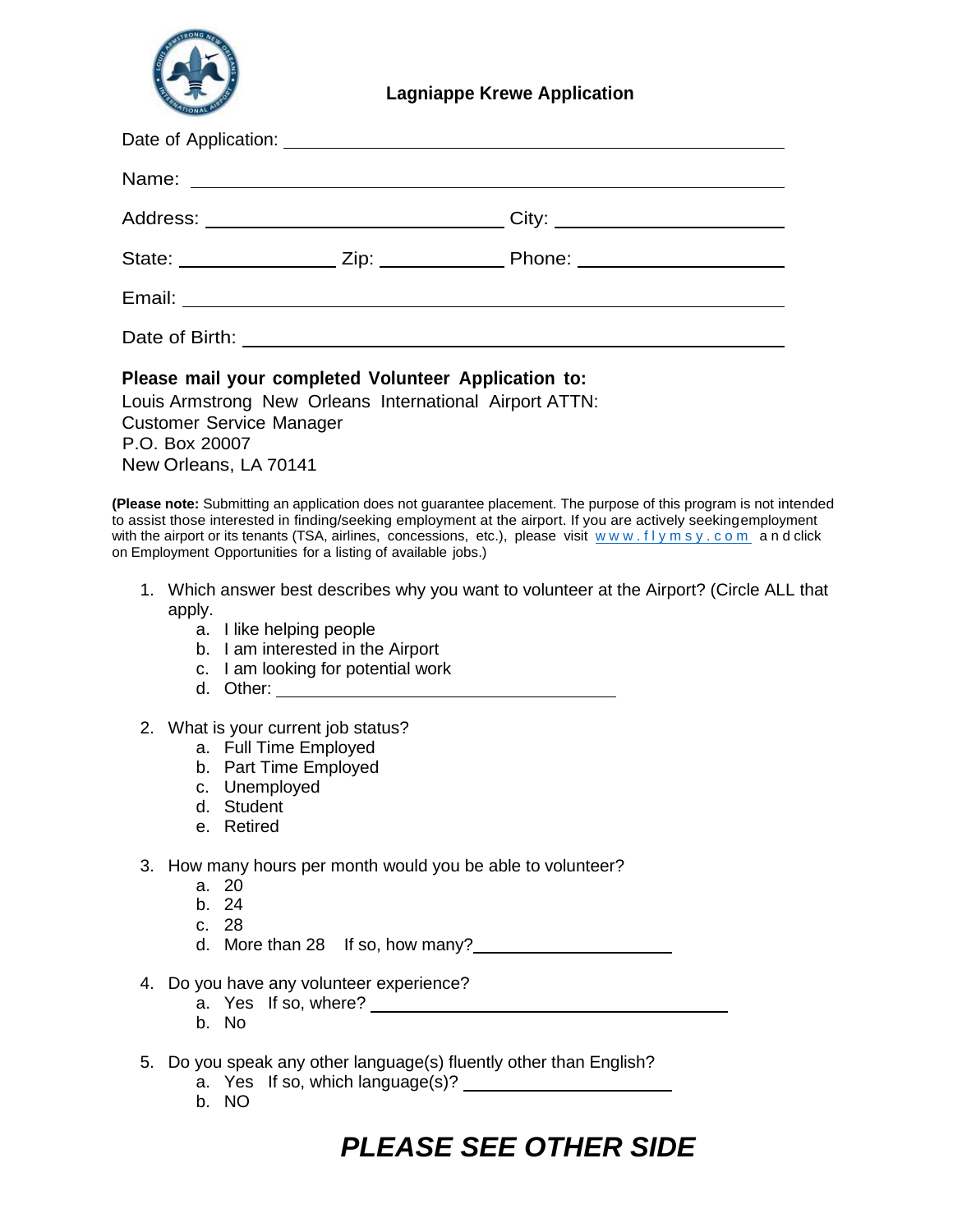# Lagniappe Krewe Application

Date of Application: ____________________

Name: ____________________

Address: ____________________ City: ____________________

State: __________ Zip: __________ Phone: ____________________

Email: ____________________

Date of Birth: ____________________

**Please mail your completed Volunteer Application to:**
Louis Armstrong New Orleans International Airport ATTN:
Customer Service Manager
P.O. Box 20007
New Orleans, LA 70141

**(Please note:** Submitting an application does not guarantee placement. The purpose of this program is not intended to assist those interested in finding/seeking employment at the airport. If you are actively seeking employment with the airport or its tenants (TSA, airlines, concessions, etc.), please visit www.flymsy.com and click on Employment Opportunities for a listing of available jobs.)

1. Which answer best describes why you want to volunteer at the Airport? (Circle ALL that apply.
   a. I like helping people
   b. I am interested in the Airport
   c. I am looking for potential work
   d. Other: ____________________

2. What is your current job status?
   a. Full Time Employed
   b. Part Time Employed
   c. Unemployed
   d. Student
   e. Retired

3. How many hours per month would you be able to volunteer?
   a. 20
   b. 24
   c. 28
   d. More than 28 If so, how many? ____________________

4. Do you have any volunteer experience?
   a. Yes If so, where? ____________________
   b. No

5. Do you speak any other language(s) fluently other than English?
   a. Yes If so, which language(s)? ____________________
   b. NO

***PLEASE SEE OTHER SIDE***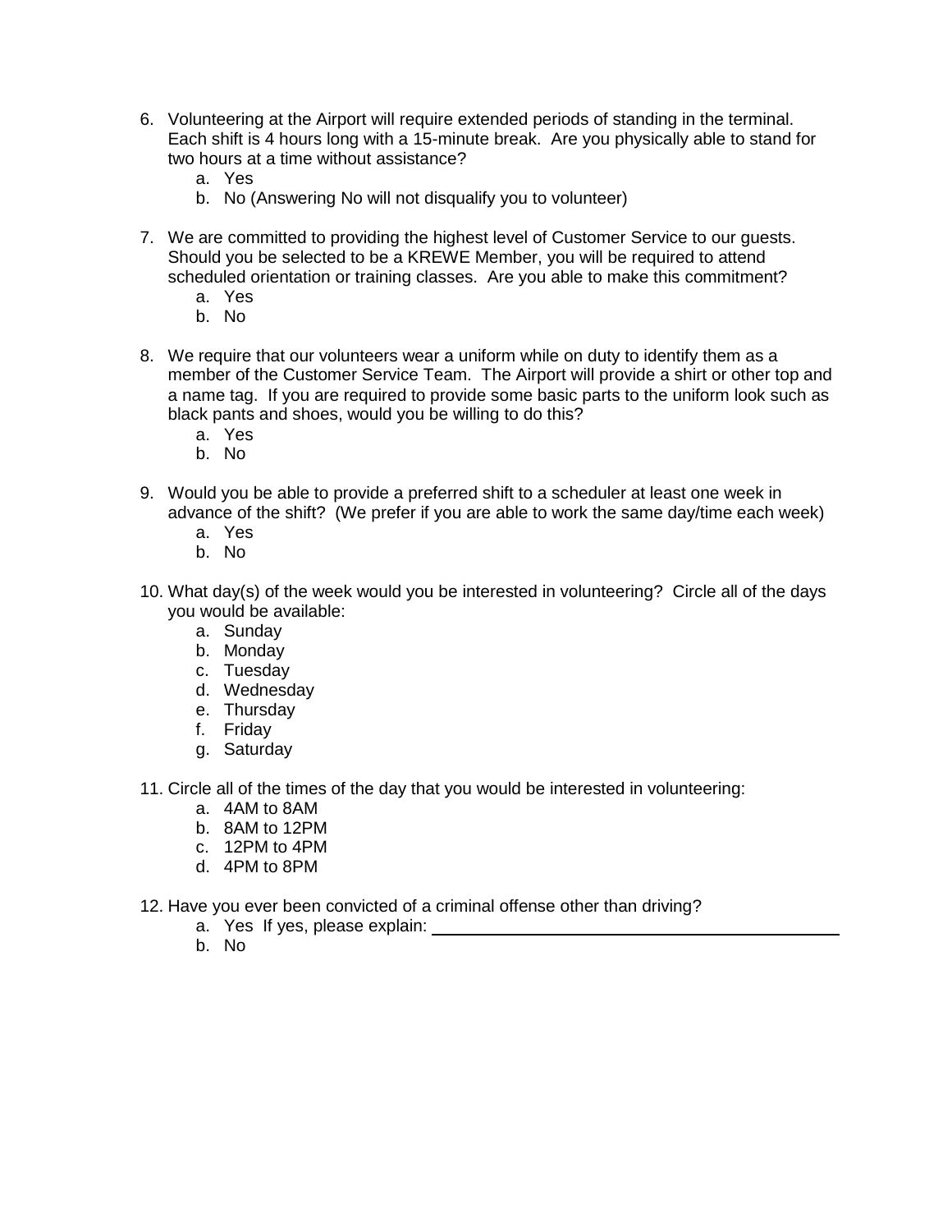6. Volunteering at the Airport will require extended periods of standing in the terminal. Each shift is 4 hours long with a 15-minute break. Are you physically able to stand for two hours at a time without assistance?
   a. Yes
   b. No (Answering No will not disqualify you to volunteer)

7. We are committed to providing the highest level of Customer Service to our guests. Should you be selected to be a KREWE Member, you will be required to attend scheduled orientation or training classes. Are you able to make this commitment?
   a. Yes
   b. No

8. We require that our volunteers wear a uniform while on duty to identify them as a member of the Customer Service Team. The Airport will provide a shirt or other top and a name tag. If you are required to provide some basic parts to the uniform look such as black pants and shoes, would you be willing to do this?
   a. Yes
   b. No

9. Would you be able to provide a preferred shift to a scheduler at least one week in advance of the shift? (We prefer if you are able to work the same day/time each week)
   a. Yes
   b. No

10. What day(s) of the week would you be interested in volunteering? Circle all of the days you would be available:
    a. Sunday
    b. Monday
    c. Tuesday
    d. Wednesday
    e. Thursday
    f. Friday
    g. Saturday

11. Circle all of the times of the day that you would be interested in volunteering:
    a. 4AM to 8AM
    b. 8AM to 12PM
    c. 12PM to 4PM
    d. 4PM to 8PM

12. Have you ever been convicted of a criminal offense other than driving?
    a. Yes If yes, please explain: ______________________________________
    b. No